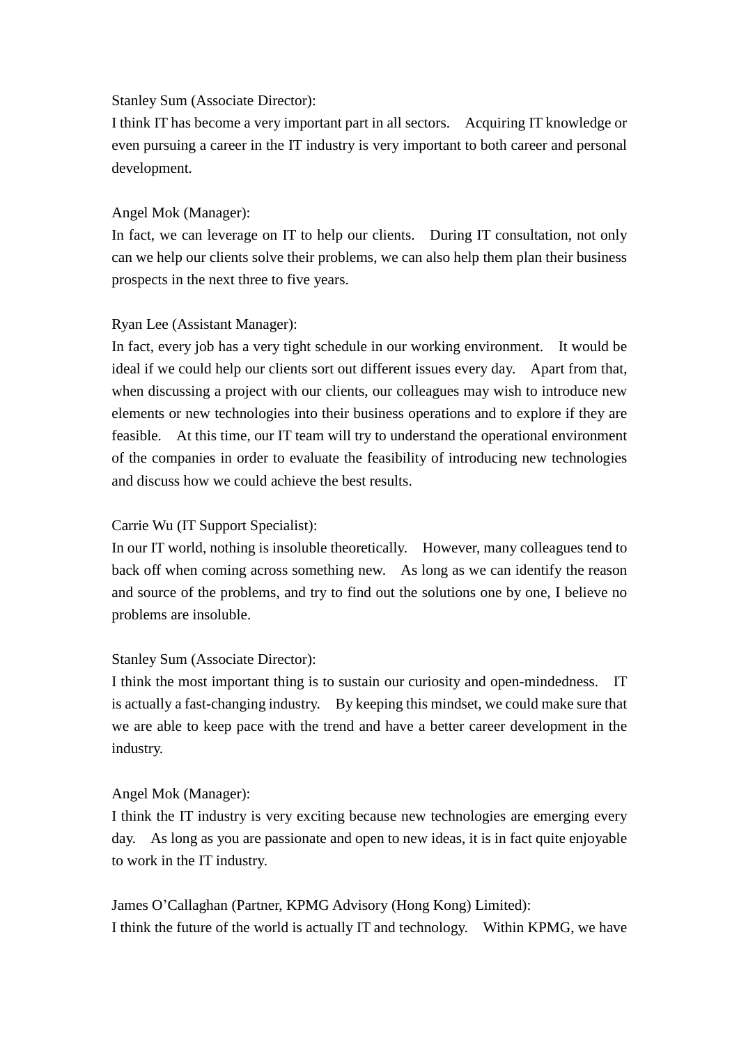Stanley Sum (Associate Director):
I think IT has become a very important part in all sectors. Acquiring IT knowledge or even pursuing a career in the IT industry is very important to both career and personal development.

Angel Mok (Manager):
In fact, we can leverage on IT to help our clients. During IT consultation, not only can we help our clients solve their problems, we can also help them plan their business prospects in the next three to five years.

Ryan Lee (Assistant Manager):
In fact, every job has a very tight schedule in our working environment. It would be ideal if we could help our clients sort out different issues every day. Apart from that, when discussing a project with our clients, our colleagues may wish to introduce new elements or new technologies into their business operations and to explore if they are feasible. At this time, our IT team will try to understand the operational environment of the companies in order to evaluate the feasibility of introducing new technologies and discuss how we could achieve the best results.

Carrie Wu (IT Support Specialist):
In our IT world, nothing is insoluble theoretically. However, many colleagues tend to back off when coming across something new. As long as we can identify the reason and source of the problems, and try to find out the solutions one by one, I believe no problems are insoluble.

Stanley Sum (Associate Director):
I think the most important thing is to sustain our curiosity and open-mindedness. IT is actually a fast-changing industry. By keeping this mindset, we could make sure that we are able to keep pace with the trend and have a better career development in the industry.

Angel Mok (Manager):
I think the IT industry is very exciting because new technologies are emerging every day. As long as you are passionate and open to new ideas, it is in fact quite enjoyable to work in the IT industry.

James O'Callaghan (Partner, KPMG Advisory (Hong Kong) Limited):
I think the future of the world is actually IT and technology. Within KPMG, we have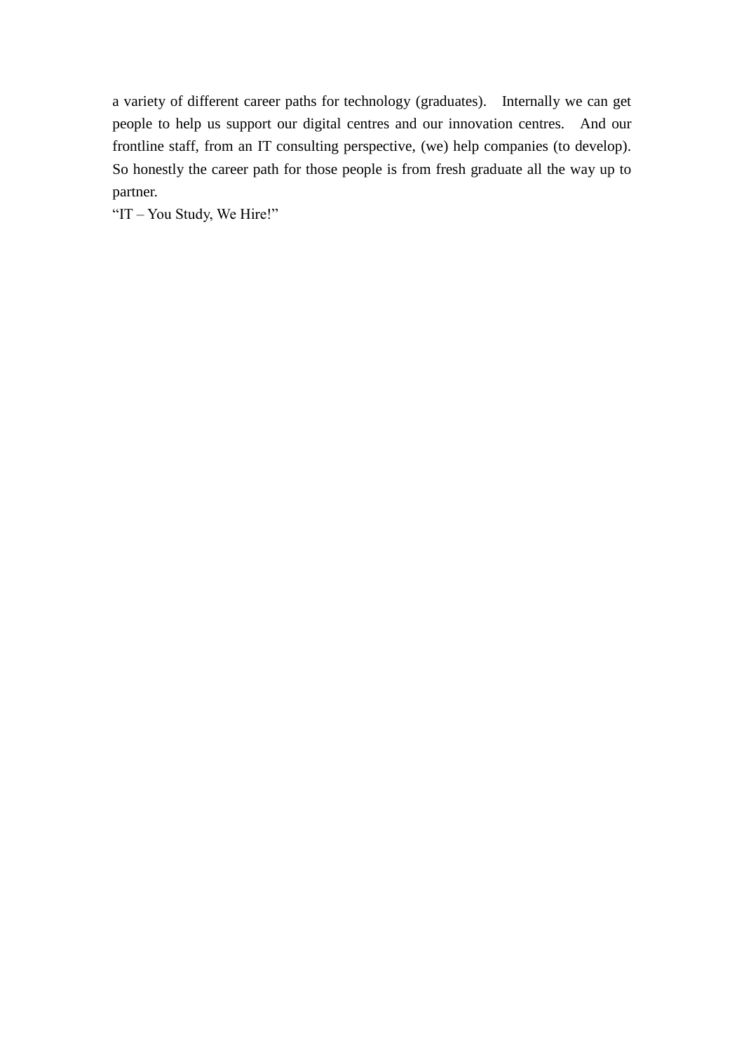a variety of different career paths for technology (graduates). Internally we can get people to help us support our digital centres and our innovation centres. And our frontline staff, from an IT consulting perspective, (we) help companies (to develop). So honestly the career path for those people is from fresh graduate all the way up to partner.

"IT – You Study, We Hire!"